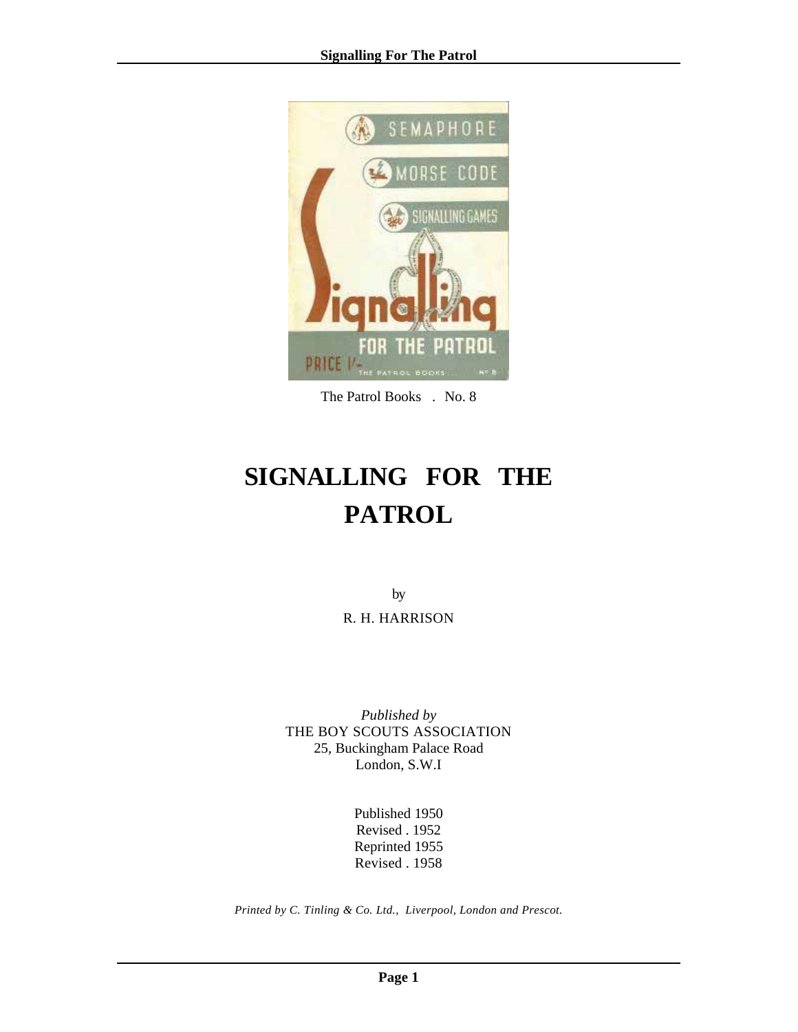The Patrol Books . No. 8

# SIGNALLING FOR THE PATROL

by

R. H. HARRISON

*Published by*
THE BOY SCOUTS ASSOCIATION
25, Buckingham Palace Road
London, S.W.I

Published 1950
Revised . 1952
Reprinted 1955
Revised . 1958

*Printed by C. Tinling & Co. Ltd., Liverpool, London and Prescot.*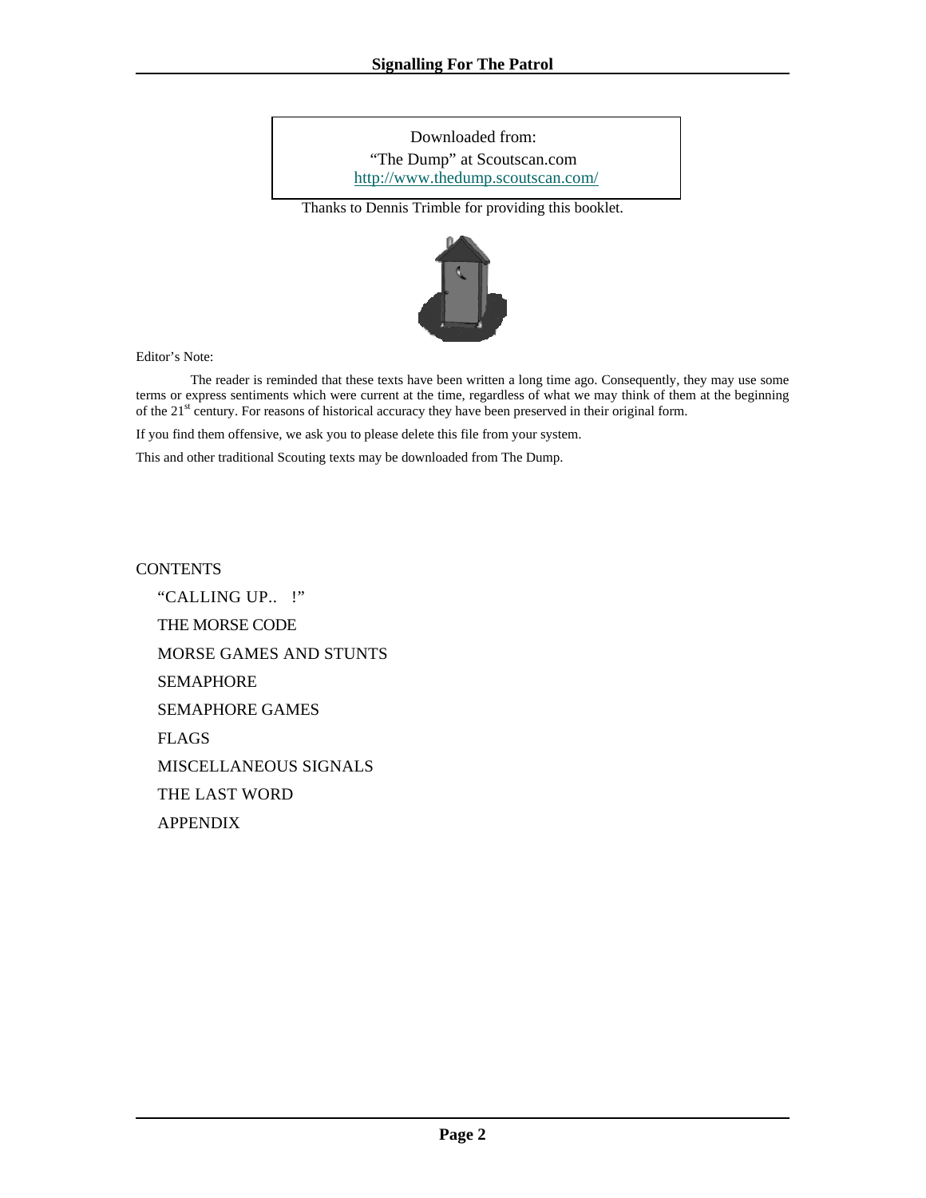Downloaded from:
"The Dump" at Scoutscan.com
http://www.thedump.scoutscan.com/

Thanks to Dennis Trimble for providing this booklet.

Editor's Note:

The reader is reminded that these texts have been written a long time ago. Consequently, they may use some terms or express sentiments which were current at the time, regardless of what we may think of them at the beginning of the 21st century. For reasons of historical accuracy they have been preserved in their original form.

If you find them offensive, we ask you to please delete this file from your system.

This and other traditional Scouting texts may be downloaded from The Dump.

CONTENTS

- "CALLING UP.. !"
- THE MORSE CODE
- MORSE GAMES AND STUNTS
- SEMAPHORE
- SEMAPHORE GAMES
- FLAGS
- MISCELLANEOUS SIGNALS
- THE LAST WORD
- APPENDIX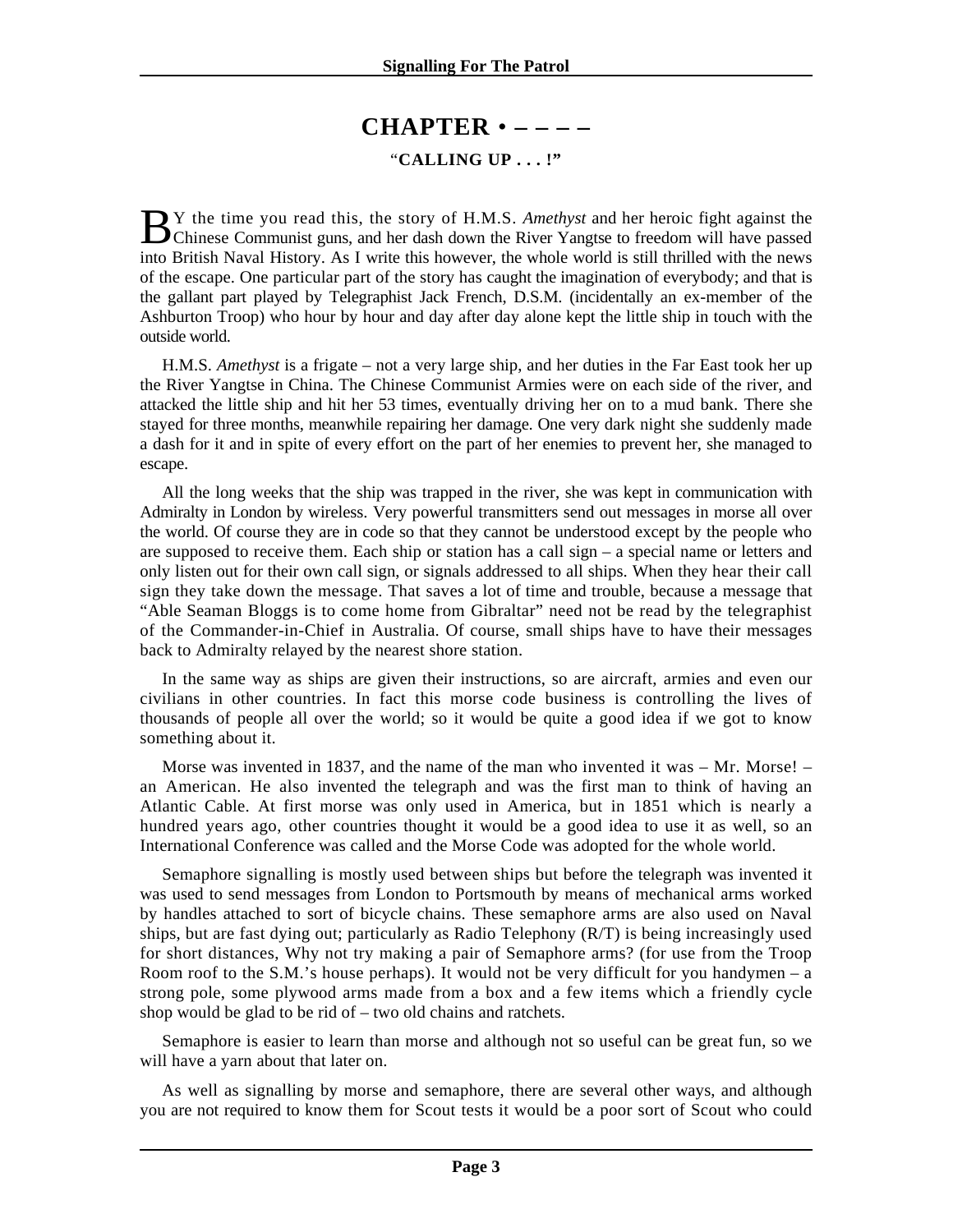# CHAPTER • – – – –

## "CALLING UP . . . !"

BY the time you read this, the story of H.M.S. *Amethyst* and her heroic fight against the Chinese Communist guns, and her dash down the River Yangtse to freedom will have passed into British Naval History. As I write this however, the whole world is still thrilled with the news of the escape. One particular part of the story has caught the imagination of everybody; and that is the gallant part played by Telegraphist Jack French, D.S.M. (incidentally an ex-member of the Ashburton Troop) who hour by hour and day after day alone kept the little ship in touch with the outside world.

H.M.S. *Amethyst* is a frigate – not a very large ship, and her duties in the Far East took her up the River Yangtse in China. The Chinese Communist Armies were on each side of the river, and attacked the little ship and hit her 53 times, eventually driving her on to a mud bank. There she stayed for three months, meanwhile repairing her damage. One very dark night she suddenly made a dash for it and in spite of every effort on the part of her enemies to prevent her, she managed to escape.

All the long weeks that the ship was trapped in the river, she was kept in communication with Admiralty in London by wireless. Very powerful transmitters send out messages in morse all over the world. Of course they are in code so that they cannot be understood except by the people who are supposed to receive them. Each ship or station has a call sign – a special name or letters and only listen out for their own call sign, or signals addressed to all ships. When they hear their call sign they take down the message. That saves a lot of time and trouble, because a message that "Able Seaman Bloggs is to come home from Gibraltar" need not be read by the telegraphist of the Commander-in-Chief in Australia. Of course, small ships have to have their messages back to Admiralty relayed by the nearest shore station.

In the same way as ships are given their instructions, so are aircraft, armies and even our civilians in other countries. In fact this morse code business is controlling the lives of thousands of people all over the world; so it would be quite a good idea if we got to know something about it.

Morse was invented in 1837, and the name of the man who invented it was – Mr. Morse! – an American. He also invented the telegraph and was the first man to think of having an Atlantic Cable. At first morse was only used in America, but in 1851 which is nearly a hundred years ago, other countries thought it would be a good idea to use it as well, so an International Conference was called and the Morse Code was adopted for the whole world.

Semaphore signalling is mostly used between ships but before the telegraph was invented it was used to send messages from London to Portsmouth by means of mechanical arms worked by handles attached to sort of bicycle chains. These semaphore arms are also used on Naval ships, but are fast dying out; particularly as Radio Telephony (R/T) is being increasingly used for short distances, Why not try making a pair of Semaphore arms? (for use from the Troop Room roof to the S.M.'s house perhaps). It would not be very difficult for you handymen – a strong pole, some plywood arms made from a box and a few items which a friendly cycle shop would be glad to be rid of – two old chains and ratchets.

Semaphore is easier to learn than morse and although not so useful can be great fun, so we will have a yarn about that later on.

As well as signalling by morse and semaphore, there are several other ways, and although you are not required to know them for Scout tests it would be a poor sort of Scout who could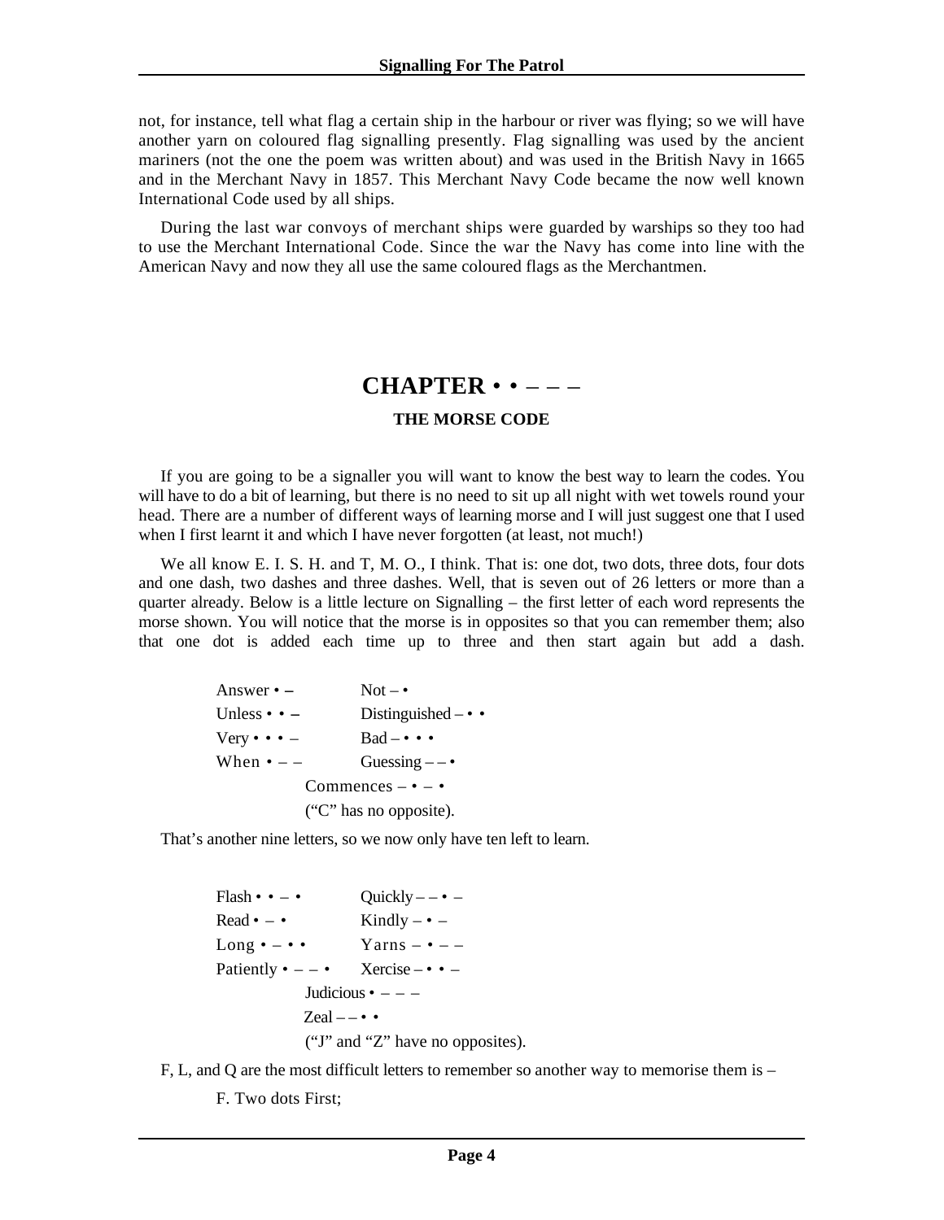not, for instance, tell what flag a certain ship in the harbour or river was flying; so we will have another yarn on coloured flag signalling presently. Flag signalling was used by the ancient mariners (not the one the poem was written about) and was used in the British Navy in 1665 and in the Merchant Navy in 1857. This Merchant Navy Code became the now well known International Code used by all ships.

During the last war convoys of merchant ships were guarded by warships so they too had to use the Merchant International Code. Since the war the Navy has come into line with the American Navy and now they all use the same coloured flags as the Merchantmen.

# CHAPTER • • – – –

### THE MORSE CODE

If you are going to be a signaller you will want to know the best way to learn the codes. You will have to do a bit of learning, but there is no need to sit up all night with wet towels round your head. There are a number of different ways of learning morse and I will just suggest one that I used when I first learnt it and which I have never forgotten (at least, not much!)

We all know E. I. S. H. and T, M. O., I think. That is: one dot, two dots, three dots, four dots and one dash, two dashes and three dashes. Well, that is seven out of 26 letters or more than a quarter already. Below is a little lecture on Signalling – the first letter of each word represents the morse shown. You will notice that the morse is in opposites so that you can remember them; also that one dot is added each time up to three and then start again but add a dash.

Answer • –  Not – •
Unless • • –  Distinguished – • •
Very • • • –  Bad – • • •
When • – –  Guessing – – •
Commences – • – •
("C" has no opposite).

That's another nine letters, so we now only have ten left to learn.

Flash • • – •  Quickly – – • –
Read • – •  Kindly – • –
Long • – • •  Yarns – • – –
Patiently • – – •  Xercise – • • –
Judicious • – – –
Zeal – – • •
("J" and "Z" have no opposites).

F, L, and Q are the most difficult letters to remember so another way to memorise them is –

F. Two dots First;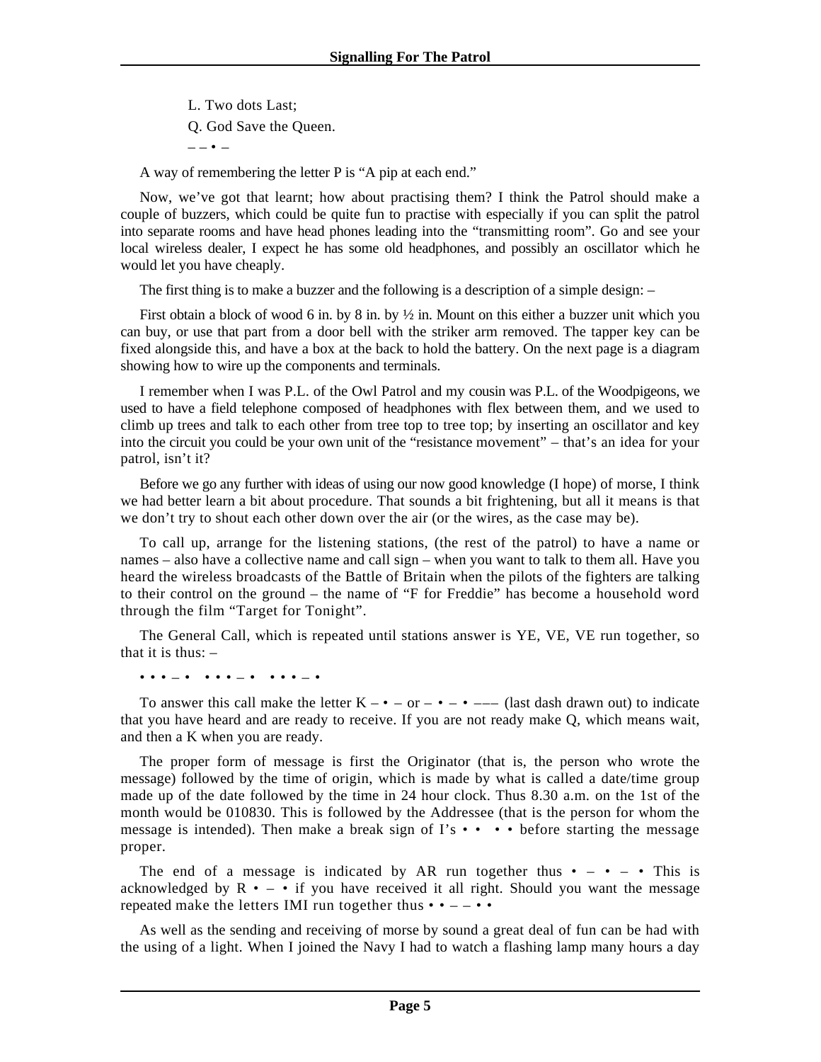L. Two dots Last;

Q. God Save the Queen.

– – • –

A way of remembering the letter P is "A pip at each end."

Now, we've got that learnt; how about practising them? I think the Patrol should make a couple of buzzers, which could be quite fun to practise with especially if you can split the patrol into separate rooms and have head phones leading into the "transmitting room". Go and see your local wireless dealer, I expect he has some old headphones, and possibly an oscillator which he would let you have cheaply.

The first thing is to make a buzzer and the following is a description of a simple design: –

First obtain a block of wood 6 in. by 8 in. by ½ in. Mount on this either a buzzer unit which you can buy, or use that part from a door bell with the striker arm removed. The tapper key can be fixed alongside this, and have a box at the back to hold the battery. On the next page is a diagram showing how to wire up the components and terminals.

I remember when I was P.L. of the Owl Patrol and my cousin was P.L. of the Woodpigeons, we used to have a field telephone composed of headphones with flex between them, and we used to climb up trees and talk to each other from tree top to tree top; by inserting an oscillator and key into the circuit you could be your own unit of the "resistance movement" – that's an idea for your patrol, isn't it?

Before we go any further with ideas of using our now good knowledge (I hope) of morse, I think we had better learn a bit about procedure. That sounds a bit frightening, but all it means is that we don't try to shout each other down over the air (or the wires, as the case may be).

To call up, arrange for the listening stations, (the rest of the patrol) to have a name or names – also have a collective name and call sign – when you want to talk to them all. Have you heard the wireless broadcasts of the Battle of Britain when the pilots of the fighters are talking to their control on the ground – the name of "F for Freddie" has become a household word through the film "Target for Tonight".

The General Call, which is repeated until stations answer is YE, VE, VE run together, so that it is thus: –

• • • – •  • • • – •  • • • – •

To answer this call make the letter K – • – or – • – • ––– (last dash drawn out) to indicate that you have heard and are ready to receive. If you are not ready make Q, which means wait, and then a K when you are ready.

The proper form of message is first the Originator (that is, the person who wrote the message) followed by the time of origin, which is made by what is called a date/time group made up of the date followed by the time in 24 hour clock. Thus 8.30 a.m. on the 1st of the month would be 010830. This is followed by the Addressee (that is the person for whom the message is intended). Then make a break sign of I's • •  • • before starting the message proper.

The end of a message is indicated by AR run together thus • – • – • This is acknowledged by R • – • if you have received it all right. Should you want the message repeated make the letters IMI run together thus • • – – • •

As well as the sending and receiving of morse by sound a great deal of fun can be had with the using of a light. When I joined the Navy I had to watch a flashing lamp many hours a day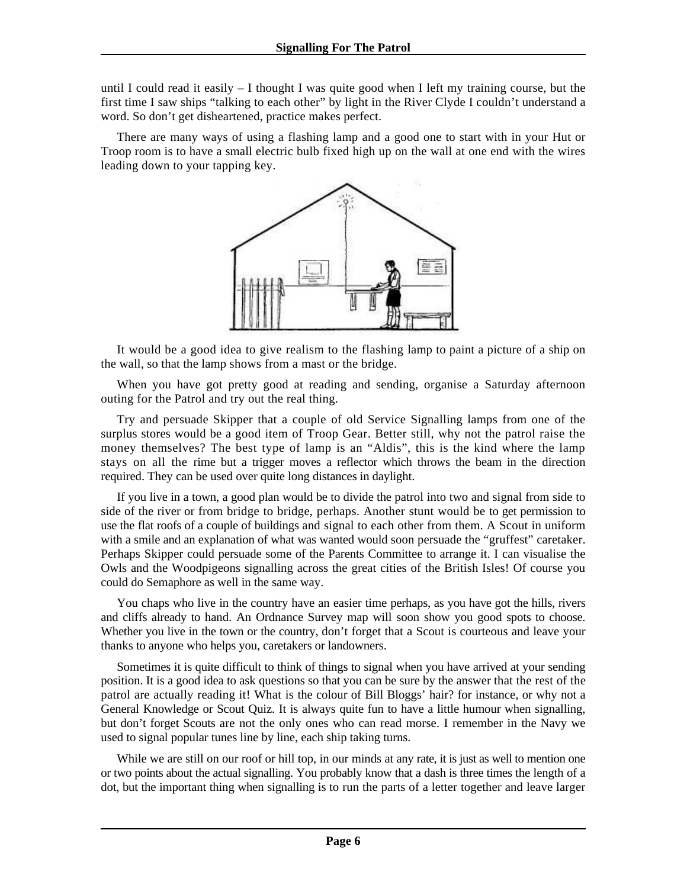until I could read it easily – I thought I was quite good when I left my training course, but the first time I saw ships “talking to each other” by light in the River Clyde I couldn’t understand a word. So don’t get disheartened, practice makes perfect.

There are many ways of using a flashing lamp and a good one to start with in your Hut or Troop room is to have a small electric bulb fixed high up on the wall at one end with the wires leading down to your tapping key.

It would be a good idea to give realism to the flashing lamp to paint a picture of a ship on the wall, so that the lamp shows from a mast or the bridge.

When you have got pretty good at reading and sending, organise a Saturday afternoon outing for the Patrol and try out the real thing.

Try and persuade Skipper that a couple of old Service Signalling lamps from one of the surplus stores would be a good item of Troop Gear. Better still, why not the patrol raise the money themselves? The best type of lamp is an “Aldis”, this is the kind where the lamp stays on all the rime but a trigger moves a reflector which throws the beam in the direction required. They can be used over quite long distances in daylight.

If you live in a town, a good plan would be to divide the patrol into two and signal from side to side of the river or from bridge to bridge, perhaps. Another stunt would be to get permission to use the flat roofs of a couple of buildings and signal to each other from them. A Scout in uniform with a smile and an explanation of what was wanted would soon persuade the “gruffest” caretaker. Perhaps Skipper could persuade some of the Parents Committee to arrange it. I can visualise the Owls and the Woodpigeons signalling across the great cities of the British Isles! Of course you could do Semaphore as well in the same way.

You chaps who live in the country have an easier time perhaps, as you have got the hills, rivers and cliffs already to hand. An Ordnance Survey map will soon show you good spots to choose. Whether you live in the town or the country, don’t forget that a Scout is courteous and leave your thanks to anyone who helps you, caretakers or landowners.

Sometimes it is quite difficult to think of things to signal when you have arrived at your sending position. It is a good idea to ask questions so that you can be sure by the answer that the rest of the patrol are actually reading it! What is the colour of Bill Bloggs’ hair? for instance, or why not a General Knowledge or Scout Quiz. It is always quite fun to have a little humour when signalling, but don’t forget Scouts are not the only ones who can read morse. I remember in the Navy we used to signal popular tunes line by line, each ship taking turns.

While we are still on our roof or hill top, in our minds at any rate, it is just as well to mention one or two points about the actual signalling. You probably know that a dash is three times the length of a dot, but the important thing when signalling is to run the parts of a letter together and leave larger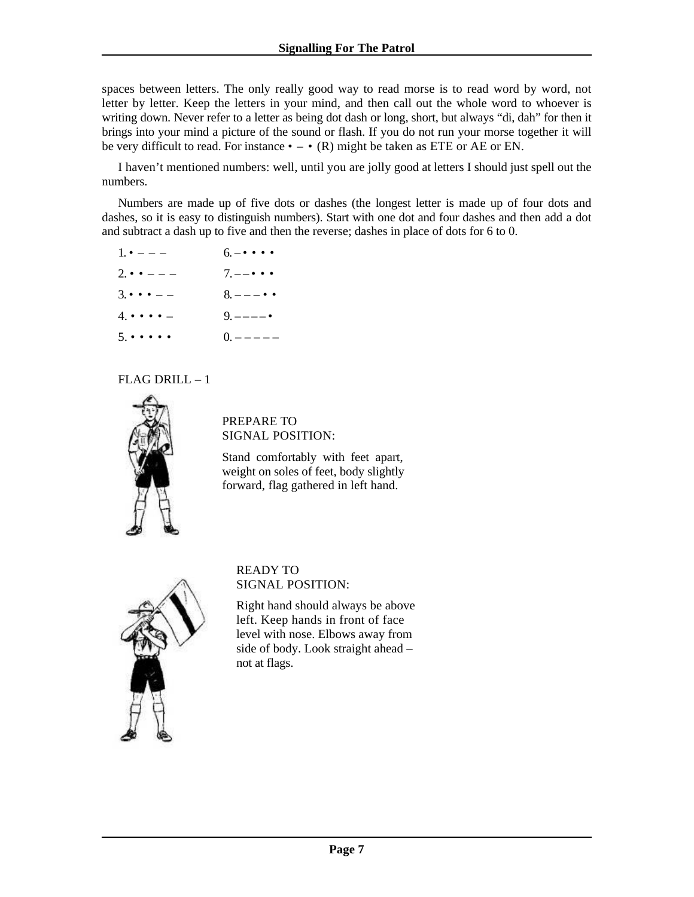spaces between letters. The only really good way to read morse is to read word by word, not letter by letter. Keep the letters in your mind, and then call out the whole word to whoever is writing down. Never refer to a letter as being dot dash or long, short, but always "di, dah" for then it brings into your mind a picture of the sound or flash. If you do not run your morse together it will be very difficult to read. For instance • – • (R) might be taken as ETE or AE or EN.

I haven't mentioned numbers: well, until you are jolly good at letters I should just spell out the numbers.

Numbers are made up of five dots or dashes (the longest letter is made up of four dots and dashes, so it is easy to distinguish numbers). Start with one dot and four dashes and then add a dot and subtract a dash up to five and then the reverse; dashes in place of dots for 6 to 0.

| | |
|---|---|
| 1. • – – – | 6. – • • • • |
| 2. • • – – – | 7. – – • • • |
| 3. • • • – – | 8. – – – • • |
| 4. • • • • – | 9. – – – – • |
| 5. • • • • • | 0. – – – – – |

FLAG DRILL – 1

PREPARE TO SIGNAL POSITION:

Stand comfortably with feet apart, weight on soles of feet, body slightly forward, flag gathered in left hand.

READY TO SIGNAL POSITION:

Right hand should always be above left. Keep hands in front of face level with nose. Elbows away from side of body. Look straight ahead – not at flags.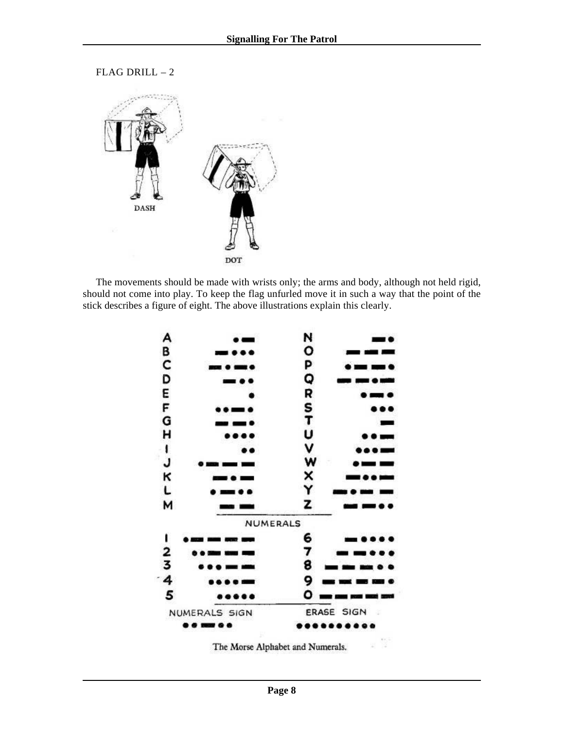FLAG DRILL – 2

DASH

DOT

The movements should be made with wrists only; the arms and body, although not held rigid, should not come into play. To keep the flag unfurled move it in such a way that the point of the stick describes a figure of eight. The above illustrations explain this clearly.

| | | | |
|---|---|---|---|
| A | •— | N | —• |
| B | —••• | O | ——— |
| C | —•—• | P | •——• |
| D | —•• | Q | ——•— |
| E | • | R | •—• |
| F | ••—• | S | ••• |
| G | ——• | T | — |
| H | •••• | U | ••— |
| I | •• | V | •••— |
| J | •——— | W | •—— |
| K | —•— | X | —••— |
| L | •—•• | Y | —•—— |
| M | —— | Z | ——•• |

NUMERALS

| | | | |
|---|---|---|---|
| 1 | •———— | 6 | —•••• |
| 2 | ••——— | 7 | ——••• |
| 3 | •••—— | 8 | ———•• |
| 4 | ••••— | 9 | ————• |
| 5 | ••••• | 0 | ————— |

| NUMERALS SIGN | ERASE SIGN |
|---|---|
| ••—•• | •••••••••• |

The Morse Alphabet and Numerals.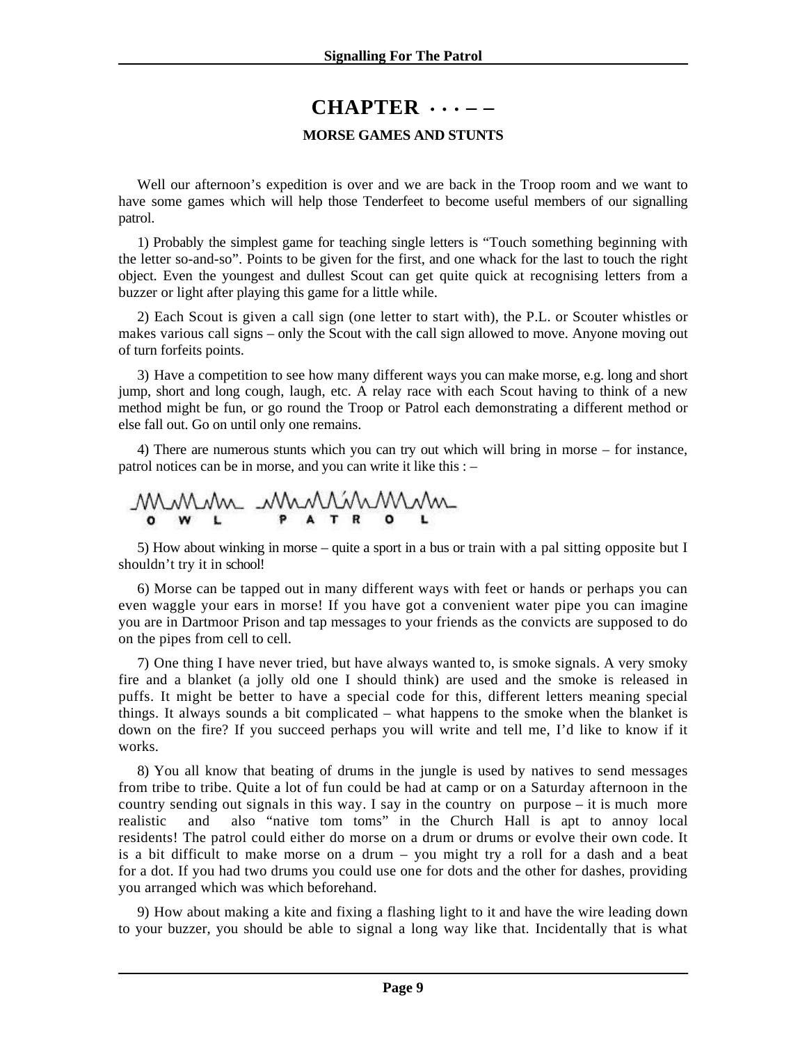# CHAPTER · · · – –

## MORSE GAMES AND STUNTS

Well our afternoon's expedition is over and we are back in the Troop room and we want to have some games which will help those Tenderfeet to become useful members of our signalling patrol.

1) Probably the simplest game for teaching single letters is "Touch something beginning with the letter so-and-so". Points to be given for the first, and one whack for the last to touch the right object. Even the youngest and dullest Scout can get quite quick at recognising letters from a buzzer or light after playing this game for a little while.

2) Each Scout is given a call sign (one letter to start with), the P.L. or Scouter whistles or makes various call signs – only the Scout with the call sign allowed to move. Anyone moving out of turn forfeits points.

3) Have a competition to see how many different ways you can make morse, e.g. long and short jump, short and long cough, laugh, etc. A relay race with each Scout having to think of a new method might be fun, or go round the Troop or Patrol each demonstrating a different method or else fall out. Go on until only one remains.

4) There are numerous stunts which you can try out which will bring in morse – for instance, patrol notices can be in morse, and you can write it like this : –

O W L  P A T R O L

5) How about winking in morse – quite a sport in a bus or train with a pal sitting opposite but I shouldn't try it in school!

6) Morse can be tapped out in many different ways with feet or hands or perhaps you can even waggle your ears in morse! If you have got a convenient water pipe you can imagine you are in Dartmoor Prison and tap messages to your friends as the convicts are supposed to do on the pipes from cell to cell.

7) One thing I have never tried, but have always wanted to, is smoke signals. A very smoky fire and a blanket (a jolly old one I should think) are used and the smoke is released in puffs. It might be better to have a special code for this, different letters meaning special things. It always sounds a bit complicated – what happens to the smoke when the blanket is down on the fire? If you succeed perhaps you will write and tell me, I'd like to know if it works.

8) You all know that beating of drums in the jungle is used by natives to send messages from tribe to tribe. Quite a lot of fun could be had at camp or on a Saturday afternoon in the country sending out signals in this way. I say in the country on purpose – it is much more realistic and also "native tom toms" in the Church Hall is apt to annoy local residents! The patrol could either do morse on a drum or drums or evolve their own code. It is a bit difficult to make morse on a drum – you might try a roll for a dash and a beat for a dot. If you had two drums you could use one for dots and the other for dashes, providing you arranged which was which beforehand.

9) How about making a kite and fixing a flashing light to it and have the wire leading down to your buzzer, you should be able to signal a long way like that. Incidentally that is what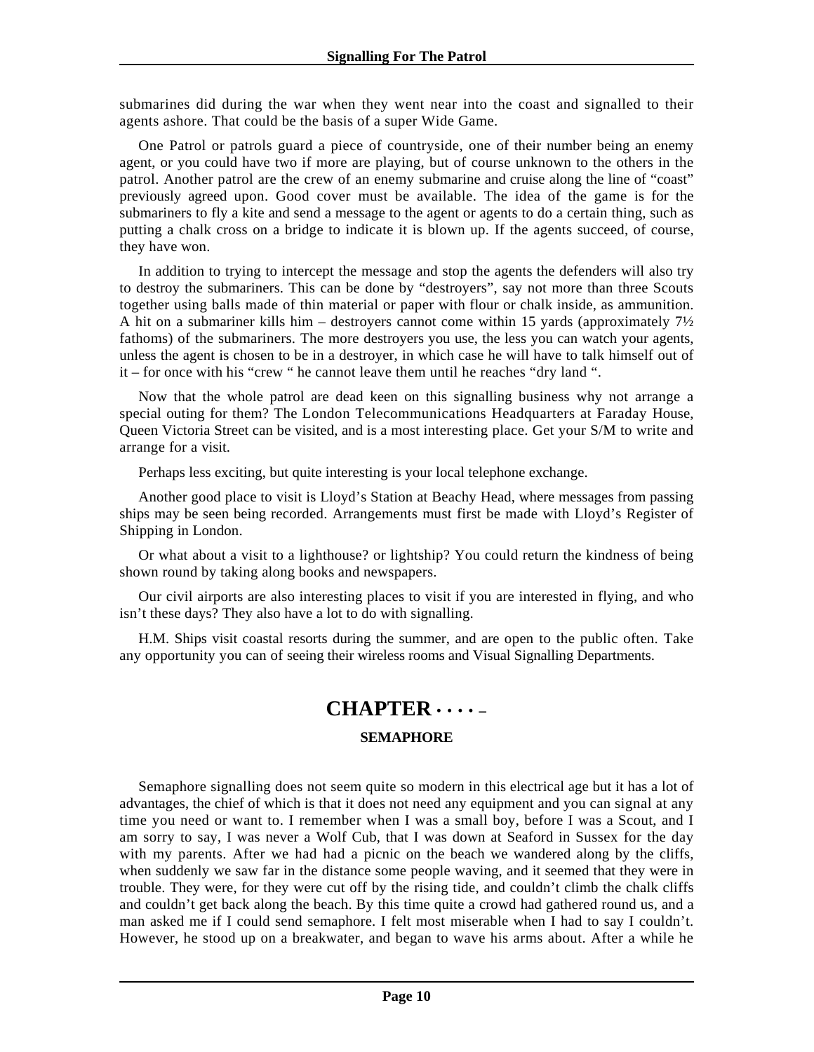submarines did during the war when they went near into the coast and signalled to their agents ashore. That could be the basis of a super Wide Game.

One Patrol or patrols guard a piece of countryside, one of their number being an enemy agent, or you could have two if more are playing, but of course unknown to the others in the patrol. Another patrol are the crew of an enemy submarine and cruise along the line of "coast" previously agreed upon. Good cover must be available. The idea of the game is for the submariners to fly a kite and send a message to the agent or agents to do a certain thing, such as putting a chalk cross on a bridge to indicate it is blown up. If the agents succeed, of course, they have won.

In addition to trying to intercept the message and stop the agents the defenders will also try to destroy the submariners. This can be done by "destroyers", say not more than three Scouts together using balls made of thin material or paper with flour or chalk inside, as ammunition. A hit on a submariner kills him – destroyers cannot come within 15 yards (approximately 7½ fathoms) of the submariners. The more destroyers you use, the less you can watch your agents, unless the agent is chosen to be in a destroyer, in which case he will have to talk himself out of it – for once with his "crew " he cannot leave them until he reaches "dry land ".

Now that the whole patrol are dead keen on this signalling business why not arrange a special outing for them? The London Telecommunications Headquarters at Faraday House, Queen Victoria Street can be visited, and is a most interesting place. Get your S/M to write and arrange for a visit.

Perhaps less exciting, but quite interesting is your local telephone exchange.

Another good place to visit is Lloyd's Station at Beachy Head, where messages from passing ships may be seen being recorded. Arrangements must first be made with Lloyd's Register of Shipping in London.

Or what about a visit to a lighthouse? or lightship? You could return the kindness of being shown round by taking along books and newspapers.

Our civil airports are also interesting places to visit if you are interested in flying, and who isn't these days? They also have a lot to do with signalling.

H.M. Ships visit coastal resorts during the summer, and are open to the public often. Take any opportunity you can of seeing their wireless rooms and Visual Signalling Departments.

# CHAPTER · · · · –

## SEMAPHORE

Semaphore signalling does not seem quite so modern in this electrical age but it has a lot of advantages, the chief of which is that it does not need any equipment and you can signal at any time you need or want to. I remember when I was a small boy, before I was a Scout, and I am sorry to say, I was never a Wolf Cub, that I was down at Seaford in Sussex for the day with my parents. After we had had a picnic on the beach we wandered along by the cliffs, when suddenly we saw far in the distance some people waving, and it seemed that they were in trouble. They were, for they were cut off by the rising tide, and couldn't climb the chalk cliffs and couldn't get back along the beach. By this time quite a crowd had gathered round us, and a man asked me if I could send semaphore. I felt most miserable when I had to say I couldn't. However, he stood up on a breakwater, and began to wave his arms about. After a while he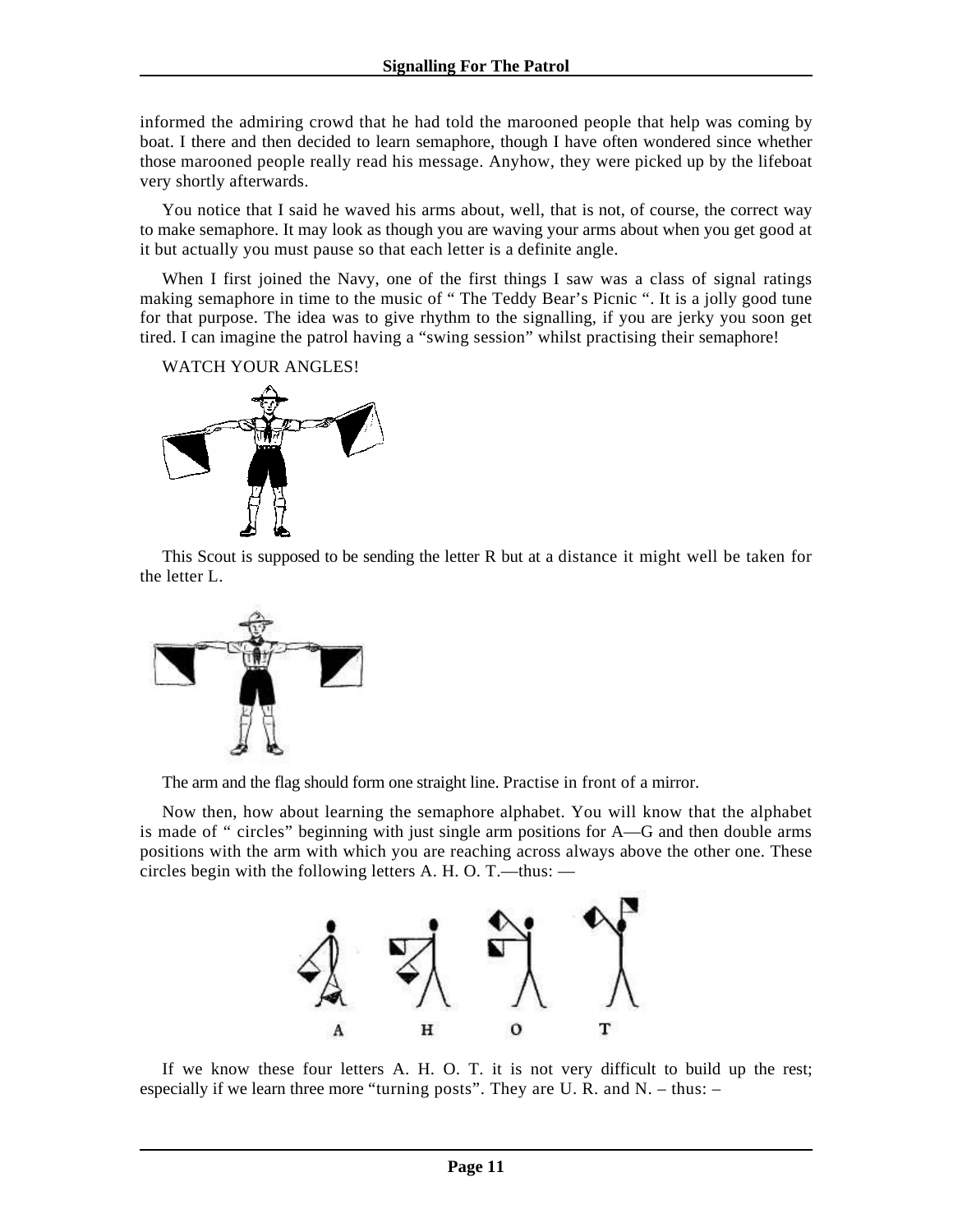informed the admiring crowd that he had told the marooned people that help was coming by boat. I there and then decided to learn semaphore, though I have often wondered since whether those marooned people really read his message. Anyhow, they were picked up by the lifeboat very shortly afterwards.

You notice that I said he waved his arms about, well, that is not, of course, the correct way to make semaphore. It may look as though you are waving your arms about when you get good at it but actually you must pause so that each letter is a definite angle.

When I first joined the Navy, one of the first things I saw was a class of signal ratings making semaphore in time to the music of " The Teddy Bear's Picnic ". It is a jolly good tune for that purpose. The idea was to give rhythm to the signalling, if you are jerky you soon get tired. I can imagine the patrol having a "swing session" whilst practising their semaphore!

WATCH YOUR ANGLES!

This Scout is supposed to be sending the letter R but at a distance it might well be taken for the letter L.

The arm and the flag should form one straight line. Practise in front of a mirror.

Now then, how about learning the semaphore alphabet. You will know that the alphabet is made of " circles" beginning with just single arm positions for A—G and then double arms positions with the arm with which you are reaching across always above the other one. These circles begin with the following letters A. H. O. T.—thus: —

A H O T

If we know these four letters A. H. O. T. it is not very difficult to build up the rest; especially if we learn three more "turning posts". They are U. R. and N. – thus: –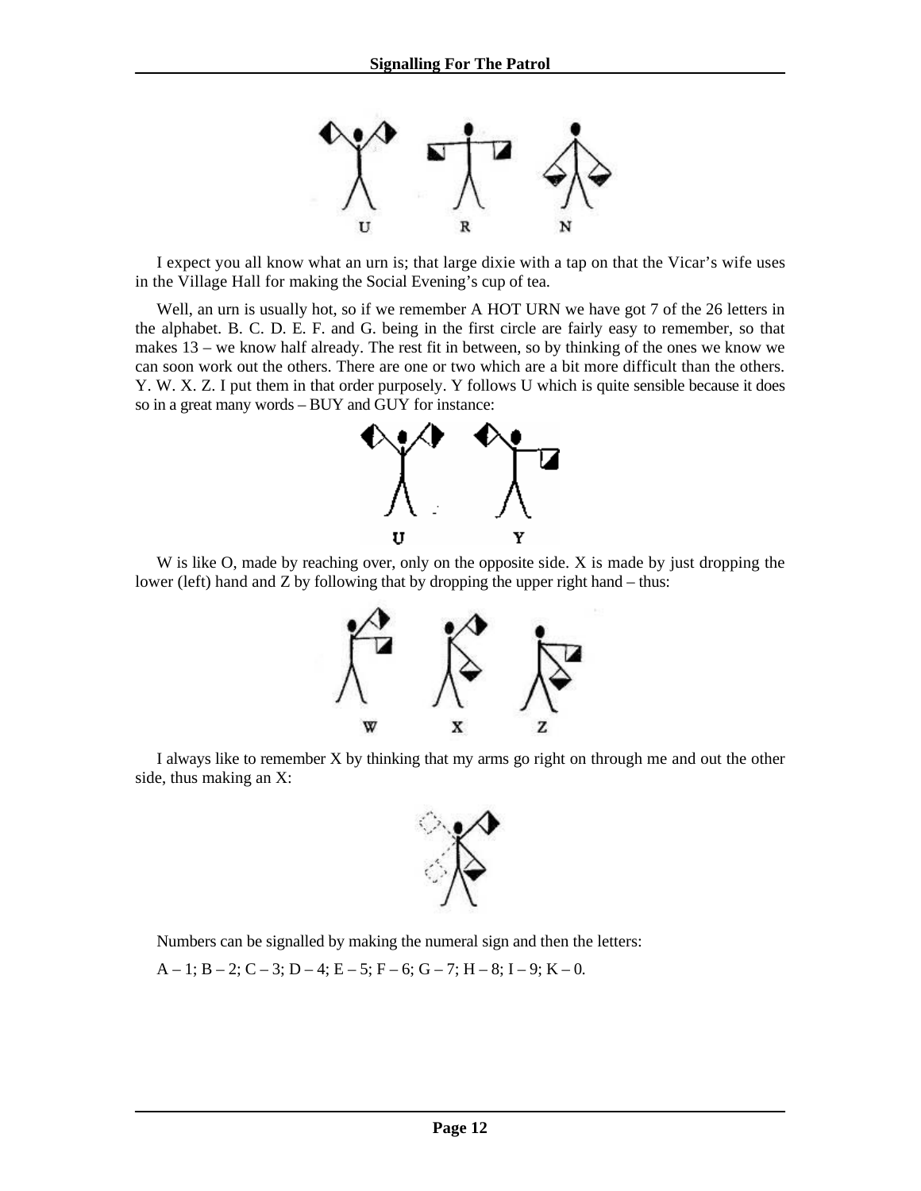I expect you all know what an urn is; that large dixie with a tap on that the Vicar's wife uses in the Village Hall for making the Social Evening's cup of tea.

Well, an urn is usually hot, so if we remember A HOT URN we have got 7 of the 26 letters in the alphabet. B. C. D. E. F. and G. being in the first circle are fairly easy to remember, so that makes 13 – we know half already. The rest fit in between, so by thinking of the ones we know we can soon work out the others. There are one or two which are a bit more difficult than the others. Y. W. X. Z. I put them in that order purposely. Y follows U which is quite sensible because it does so in a great many words – BUY and GUY for instance:

W is like O, made by reaching over, only on the opposite side. X is made by just dropping the lower (left) hand and Z by following that by dropping the upper right hand – thus:

I always like to remember X by thinking that my arms go right on through me and out the other side, thus making an X:

Numbers can be signalled by making the numeral sign and then the letters:

A – 1; B – 2; C – 3; D – 4; E – 5; F – 6; G – 7; H – 8; I – 9; K – 0.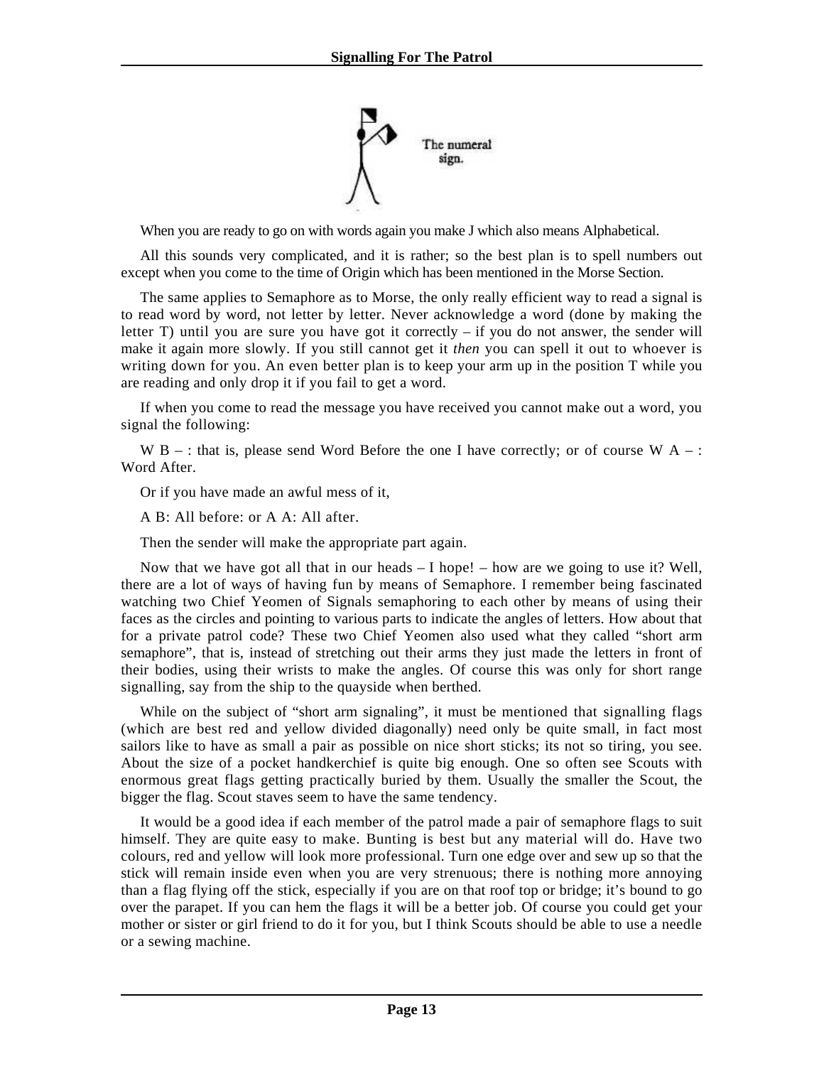The numeral sign.

When you are ready to go on with words again you make J which also means Alphabetical.

All this sounds very complicated, and it is rather; so the best plan is to spell numbers out except when you come to the time of Origin which has been mentioned in the Morse Section.

The same applies to Semaphore as to Morse, the only really efficient way to read a signal is to read word by word, not letter by letter. Never acknowledge a word (done by making the letter T) until you are sure you have got it correctly – if you do not answer, the sender will make it again more slowly. If you still cannot get it *then* you can spell it out to whoever is writing down for you. An even better plan is to keep your arm up in the position T while you are reading and only drop it if you fail to get a word.

If when you come to read the message you have received you cannot make out a word, you signal the following:

W B – : that is, please send Word Before the one I have correctly; or of course W A – : Word After.

Or if you have made an awful mess of it,

A B: All before: or A A: All after.

Then the sender will make the appropriate part again.

Now that we have got all that in our heads – I hope! – how are we going to use it? Well, there are a lot of ways of having fun by means of Semaphore. I remember being fascinated watching two Chief Yeomen of Signals semaphoring to each other by means of using their faces as the circles and pointing to various parts to indicate the angles of letters. How about that for a private patrol code? These two Chief Yeomen also used what they called "short arm semaphore", that is, instead of stretching out their arms they just made the letters in front of their bodies, using their wrists to make the angles. Of course this was only for short range signalling, say from the ship to the quayside when berthed.

While on the subject of "short arm signaling", it must be mentioned that signalling flags (which are best red and yellow divided diagonally) need only be quite small, in fact most sailors like to have as small a pair as possible on nice short sticks; its not so tiring, you see. About the size of a pocket handkerchief is quite big enough. One so often see Scouts with enormous great flags getting practically buried by them. Usually the smaller the Scout, the bigger the flag. Scout staves seem to have the same tendency.

It would be a good idea if each member of the patrol made a pair of semaphore flags to suit himself. They are quite easy to make. Bunting is best but any material will do. Have two colours, red and yellow will look more professional. Turn one edge over and sew up so that the stick will remain inside even when you are very strenuous; there is nothing more annoying than a flag flying off the stick, especially if you are on that roof top or bridge; it's bound to go over the parapet. If you can hem the flags it will be a better job. Of course you could get your mother or sister or girl friend to do it for you, but I think Scouts should be able to use a needle or a sewing machine.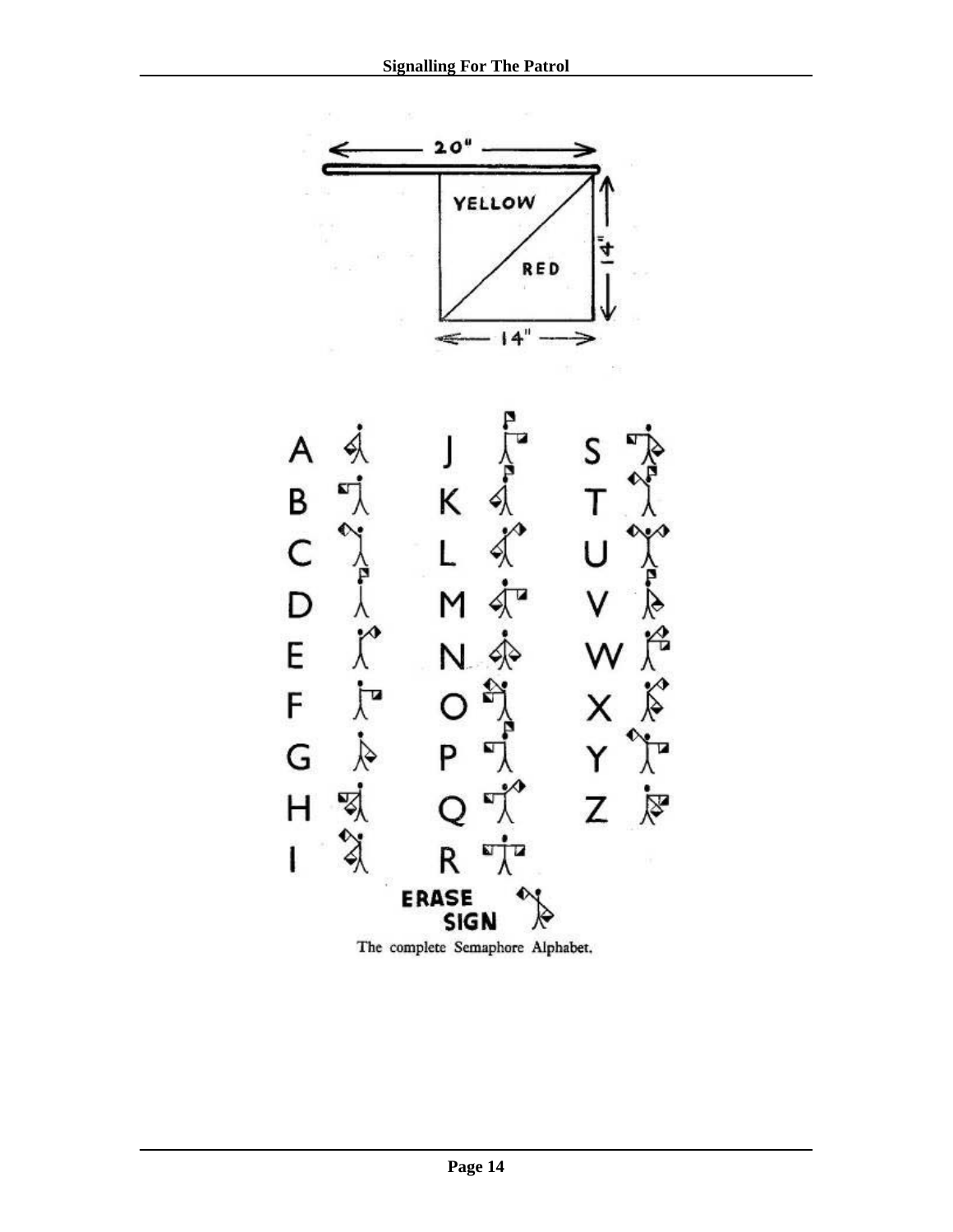The complete Semaphore Alphabet.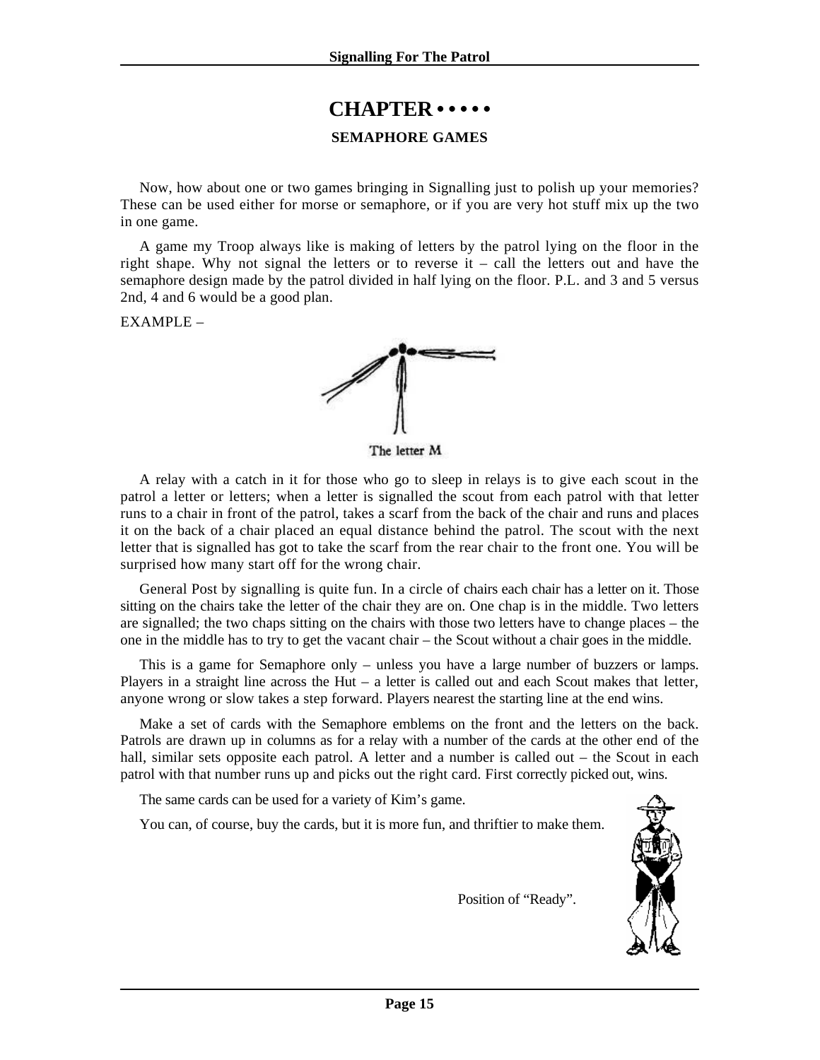# CHAPTER • • • • •

## SEMAPHORE GAMES

Now, how about one or two games bringing in Signalling just to polish up your memories? These can be used either for morse or semaphore, or if you are very hot stuff mix up the two in one game.

A game my Troop always like is making of letters by the patrol lying on the floor in the right shape. Why not signal the letters or to reverse it – call the letters out and have the semaphore design made by the patrol divided in half lying on the floor. P.L. and 3 and 5 versus 2nd, 4 and 6 would be a good plan.

EXAMPLE –

The letter M

A relay with a catch in it for those who go to sleep in relays is to give each scout in the patrol a letter or letters; when a letter is signalled the scout from each patrol with that letter runs to a chair in front of the patrol, takes a scarf from the back of the chair and runs and places it on the back of a chair placed an equal distance behind the patrol. The scout with the next letter that is signalled has got to take the scarf from the rear chair to the front one. You will be surprised how many start off for the wrong chair.

General Post by signalling is quite fun. In a circle of chairs each chair has a letter on it. Those sitting on the chairs take the letter of the chair they are on. One chap is in the middle. Two letters are signalled; the two chaps sitting on the chairs with those two letters have to change places – the one in the middle has to try to get the vacant chair – the Scout without a chair goes in the middle.

This is a game for Semaphore only – unless you have a large number of buzzers or lamps. Players in a straight line across the Hut – a letter is called out and each Scout makes that letter, anyone wrong or slow takes a step forward. Players nearest the starting line at the end wins.

Make a set of cards with the Semaphore emblems on the front and the letters on the back. Patrols are drawn up in columns as for a relay with a number of the cards at the other end of the hall, similar sets opposite each patrol. A letter and a number is called out – the Scout in each patrol with that number runs up and picks out the right card. First correctly picked out, wins.

The same cards can be used for a variety of Kim's game.

You can, of course, buy the cards, but it is more fun, and thriftier to make them.

Position of "Ready".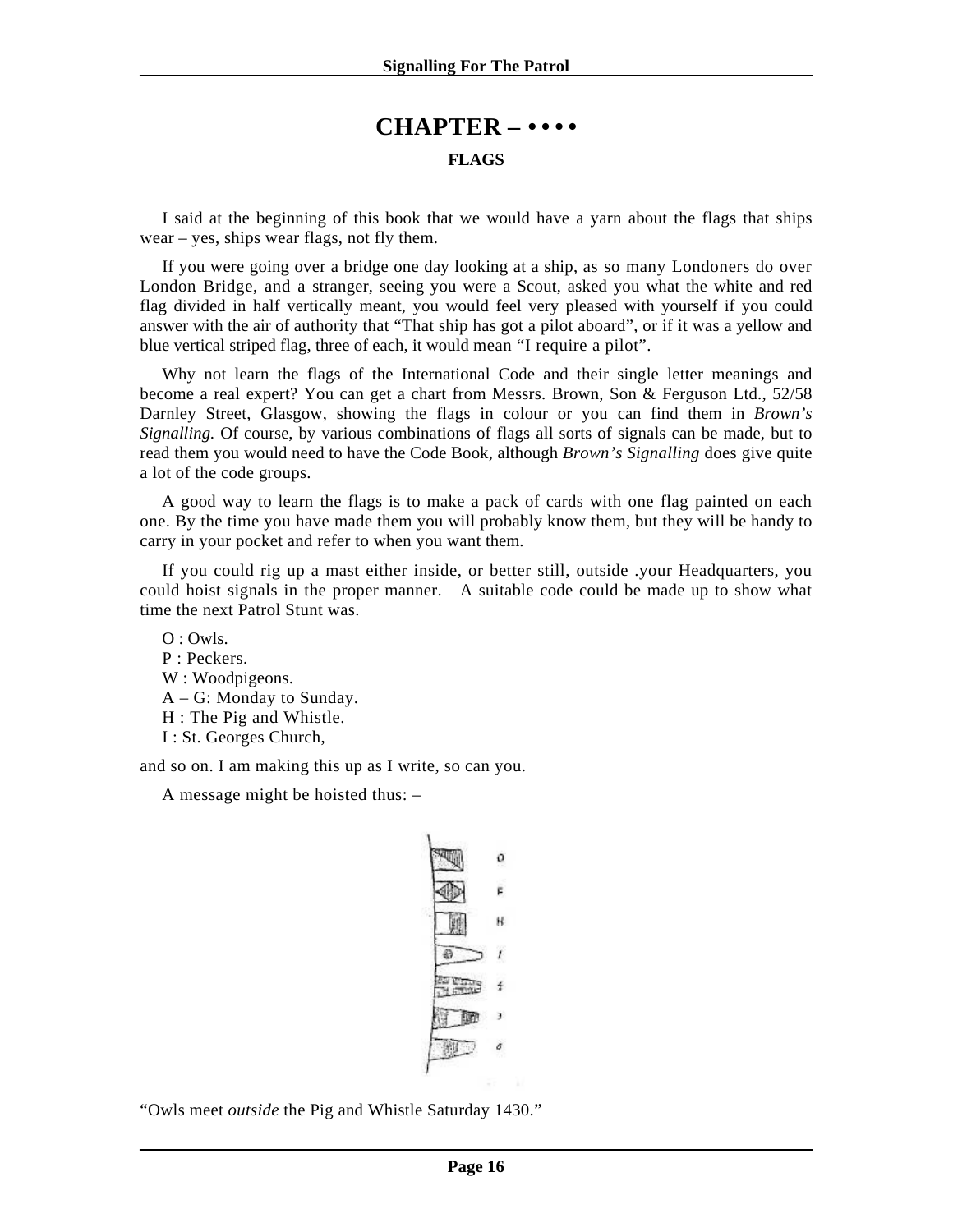# CHAPTER – • • • •

## FLAGS

I said at the beginning of this book that we would have a yarn about the flags that ships wear – yes, ships wear flags, not fly them.

If you were going over a bridge one day looking at a ship, as so many Londoners do over London Bridge, and a stranger, seeing you were a Scout, asked you what the white and red flag divided in half vertically meant, you would feel very pleased with yourself if you could answer with the air of authority that "That ship has got a pilot aboard", or if it was a yellow and blue vertical striped flag, three of each, it would mean "I require a pilot".

Why not learn the flags of the International Code and their single letter meanings and become a real expert? You can get a chart from Messrs. Brown, Son & Ferguson Ltd., 52/58 Darnley Street, Glasgow, showing the flags in colour or you can find them in *Brown's Signalling.* Of course, by various combinations of flags all sorts of signals can be made, but to read them you would need to have the Code Book, although *Brown's Signalling* does give quite a lot of the code groups.

A good way to learn the flags is to make a pack of cards with one flag painted on each one. By the time you have made them you will probably know them, but they will be handy to carry in your pocket and refer to when you want them.

If you could rig up a mast either inside, or better still, outside .your Headquarters, you could hoist signals in the proper manner. A suitable code could be made up to show what time the next Patrol Stunt was.

O : Owls.
P : Peckers.
W : Woodpigeons.
A – G: Monday to Sunday.
H : The Pig and Whistle.
I : St. Georges Church,

and so on. I am making this up as I write, so can you.

A message might be hoisted thus: –

O
F
H
1
4
3
0

"Owls meet *outside* the Pig and Whistle Saturday 1430."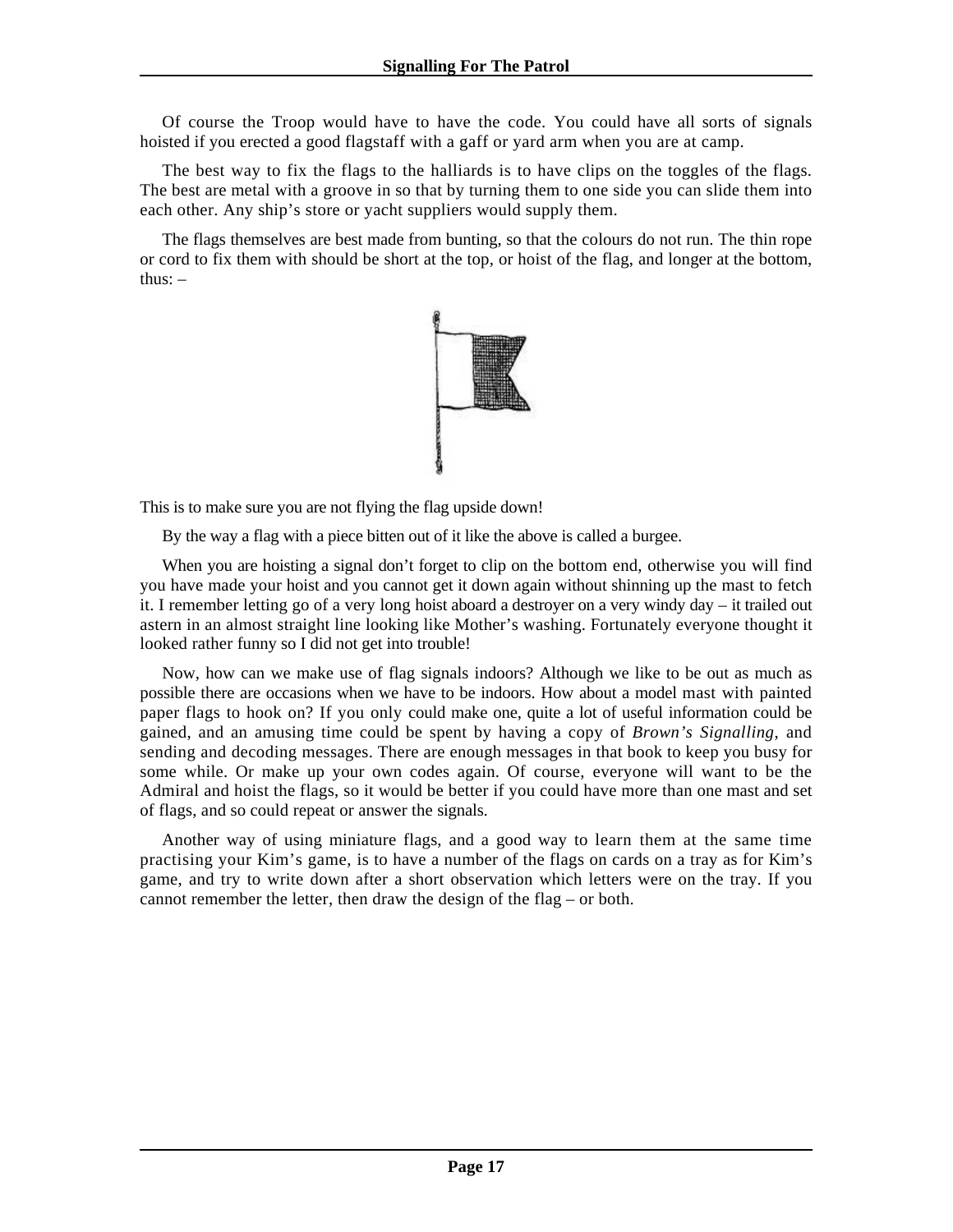Of course the Troop would have to have the code. You could have all sorts of signals hoisted if you erected a good flagstaff with a gaff or yard arm when you are at camp.

The best way to fix the flags to the halliards is to have clips on the toggles of the flags. The best are metal with a groove in so that by turning them to one side you can slide them into each other. Any ship's store or yacht suppliers would supply them.

The flags themselves are best made from bunting, so that the colours do not run. The thin rope or cord to fix them with should be short at the top, or hoist of the flag, and longer at the bottom, thus: –

This is to make sure you are not flying the flag upside down!

By the way a flag with a piece bitten out of it like the above is called a burgee.

When you are hoisting a signal don't forget to clip on the bottom end, otherwise you will find you have made your hoist and you cannot get it down again without shinning up the mast to fetch it. I remember letting go of a very long hoist aboard a destroyer on a very windy day – it trailed out astern in an almost straight line looking like Mother's washing. Fortunately everyone thought it looked rather funny so I did not get into trouble!

Now, how can we make use of flag signals indoors? Although we like to be out as much as possible there are occasions when we have to be indoors. How about a model mast with painted paper flags to hook on? If you only could make one, quite a lot of useful information could be gained, and an amusing time could be spent by having a copy of *Brown's Signalling*, and sending and decoding messages. There are enough messages in that book to keep you busy for some while. Or make up your own codes again. Of course, everyone will want to be the Admiral and hoist the flags, so it would be better if you could have more than one mast and set of flags, and so could repeat or answer the signals.

Another way of using miniature flags, and a good way to learn them at the same time practising your Kim's game, is to have a number of the flags on cards on a tray as for Kim's game, and try to write down after a short observation which letters were on the tray. If you cannot remember the letter, then draw the design of the flag – or both.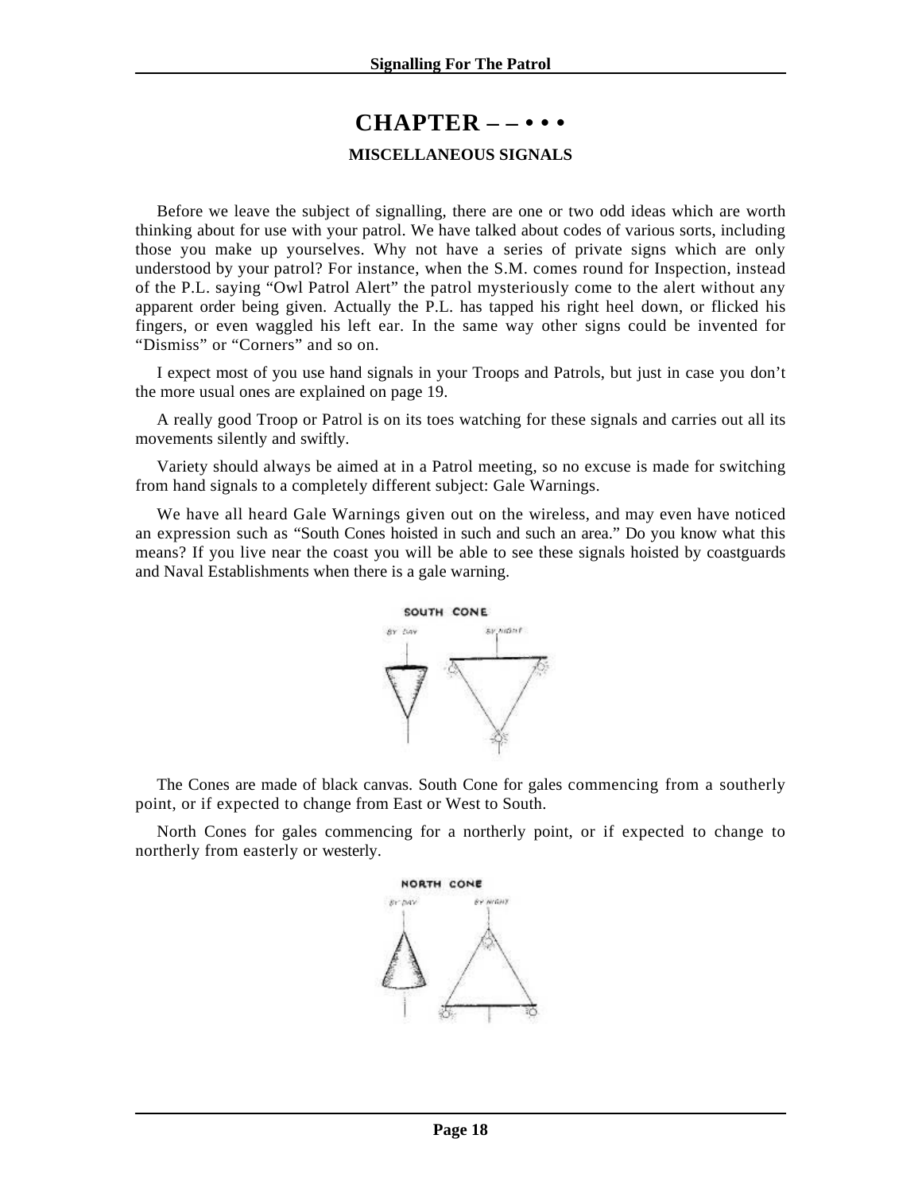# CHAPTER – – • • •

### MISCELLANEOUS SIGNALS

Before we leave the subject of signalling, there are one or two odd ideas which are worth thinking about for use with your patrol. We have talked about codes of various sorts, including those you make up yourselves. Why not have a series of private signs which are only understood by your patrol? For instance, when the S.M. comes round for Inspection, instead of the P.L. saying "Owl Patrol Alert" the patrol mysteriously come to the alert without any apparent order being given. Actually the P.L. has tapped his right heel down, or flicked his fingers, or even waggled his left ear. In the same way other signs could be invented for "Dismiss" or "Corners" and so on.

I expect most of you use hand signals in your Troops and Patrols, but just in case you don't the more usual ones are explained on page 19.

A really good Troop or Patrol is on its toes watching for these signals and carries out all its movements silently and swiftly.

Variety should always be aimed at in a Patrol meeting, so no excuse is made for switching from hand signals to a completely different subject: Gale Warnings.

We have all heard Gale Warnings given out on the wireless, and may even have noticed an expression such as "South Cones hoisted in such and such an area." Do you know what this means? If you live near the coast you will be able to see these signals hoisted by coastguards and Naval Establishments when there is a gale warning.

SOUTH CONE

BY DAY — BY NIGHT

The Cones are made of black canvas. South Cone for gales commencing from a southerly point, or if expected to change from East or West to South.

North Cones for gales commencing for a northerly point, or if expected to change to northerly from easterly or westerly.

NORTH CONE

BY DAY — BY NIGHT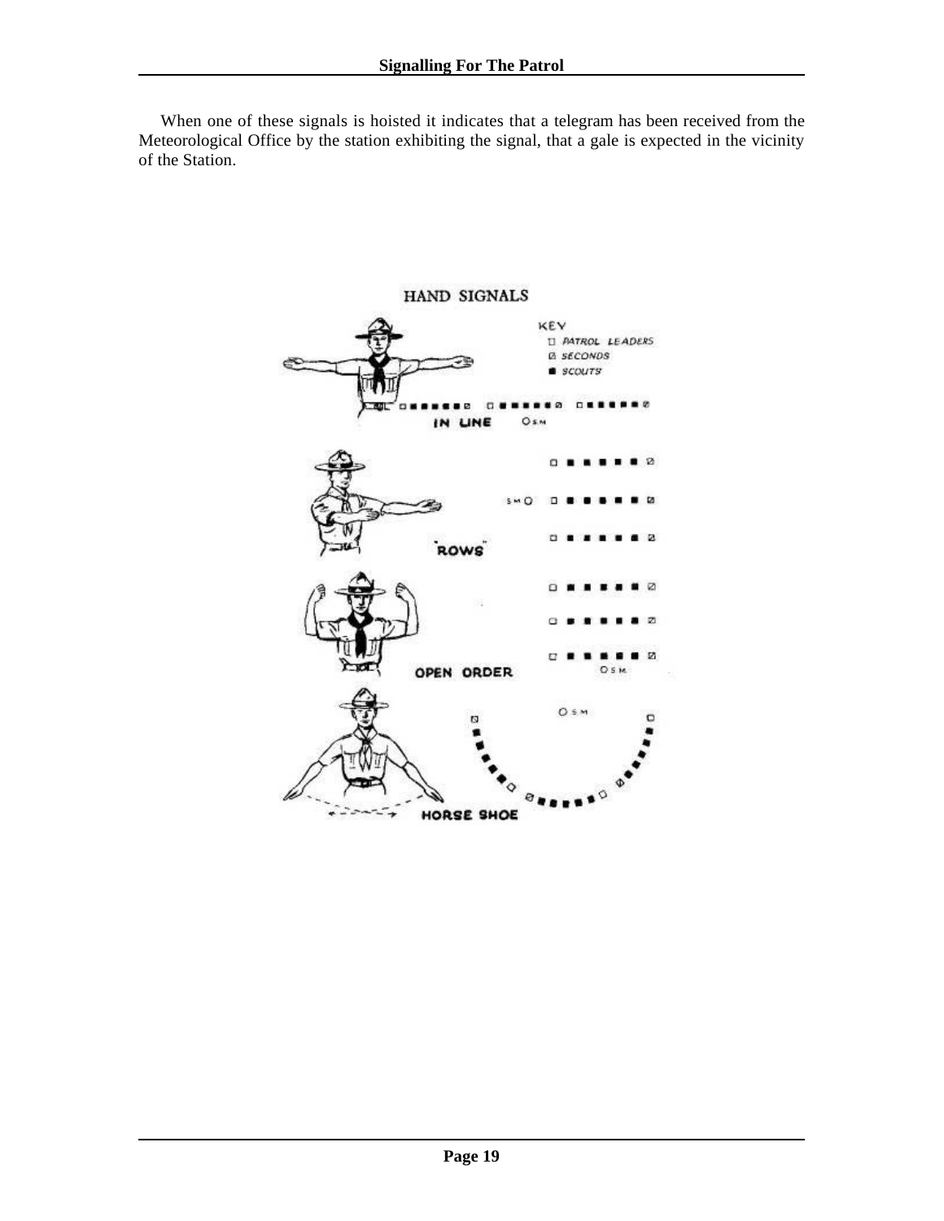When one of these signals is hoisted it indicates that a telegram has been received from the Meteorological Office by the station exhibiting the signal, that a gale is expected in the vicinity of the Station.

HAND SIGNALS

KEY
- PATROL LEADERS
- SECONDS
- SCOUTS

IN LINE

"ROWS"

OPEN ORDER

HORSE SHOE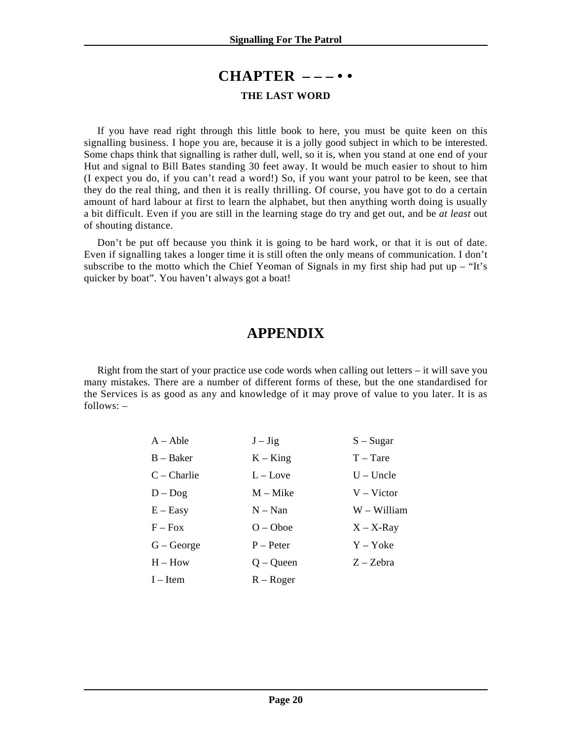# CHAPTER – – – • •

## THE LAST WORD

If you have read right through this little book to here, you must be quite keen on this signalling business. I hope you are, because it is a jolly good subject in which to be interested. Some chaps think that signalling is rather dull, well, so it is, when you stand at one end of your Hut and signal to Bill Bates standing 30 feet away. It would be much easier to shout to him (I expect you do, if you can't read a word!) So, if you want your patrol to be keen, see that they do the real thing, and then it is really thrilling. Of course, you have got to do a certain amount of hard labour at first to learn the alphabet, but then anything worth doing is usually a bit difficult. Even if you are still in the learning stage do try and get out, and be *at least* out of shouting distance.

Don't be put off because you think it is going to be hard work, or that it is out of date. Even if signalling takes a longer time it is still often the only means of communication. I don't subscribe to the motto which the Chief Yeoman of Signals in my first ship had put up – "It's quicker by boat". You haven't always got a boat!

# APPENDIX

Right from the start of your practice use code words when calling out letters – it will save you many mistakes. There are a number of different forms of these, but the one standardised for the Services is as good as any and knowledge of it may prove of value to you later. It is as follows: –

| | | |
|---|---|---|
| A – Able | J – Jig | S – Sugar |
| B – Baker | K – King | T – Tare |
| C – Charlie | L – Love | U – Uncle |
| D – Dog | M – Mike | V – Victor |
| E – Easy | N – Nan | W – William |
| F – Fox | O – Oboe | X – X-Ray |
| G – George | P – Peter | Y – Yoke |
| H – How | Q – Queen | Z – Zebra |
| I – Item | R – Roger | |